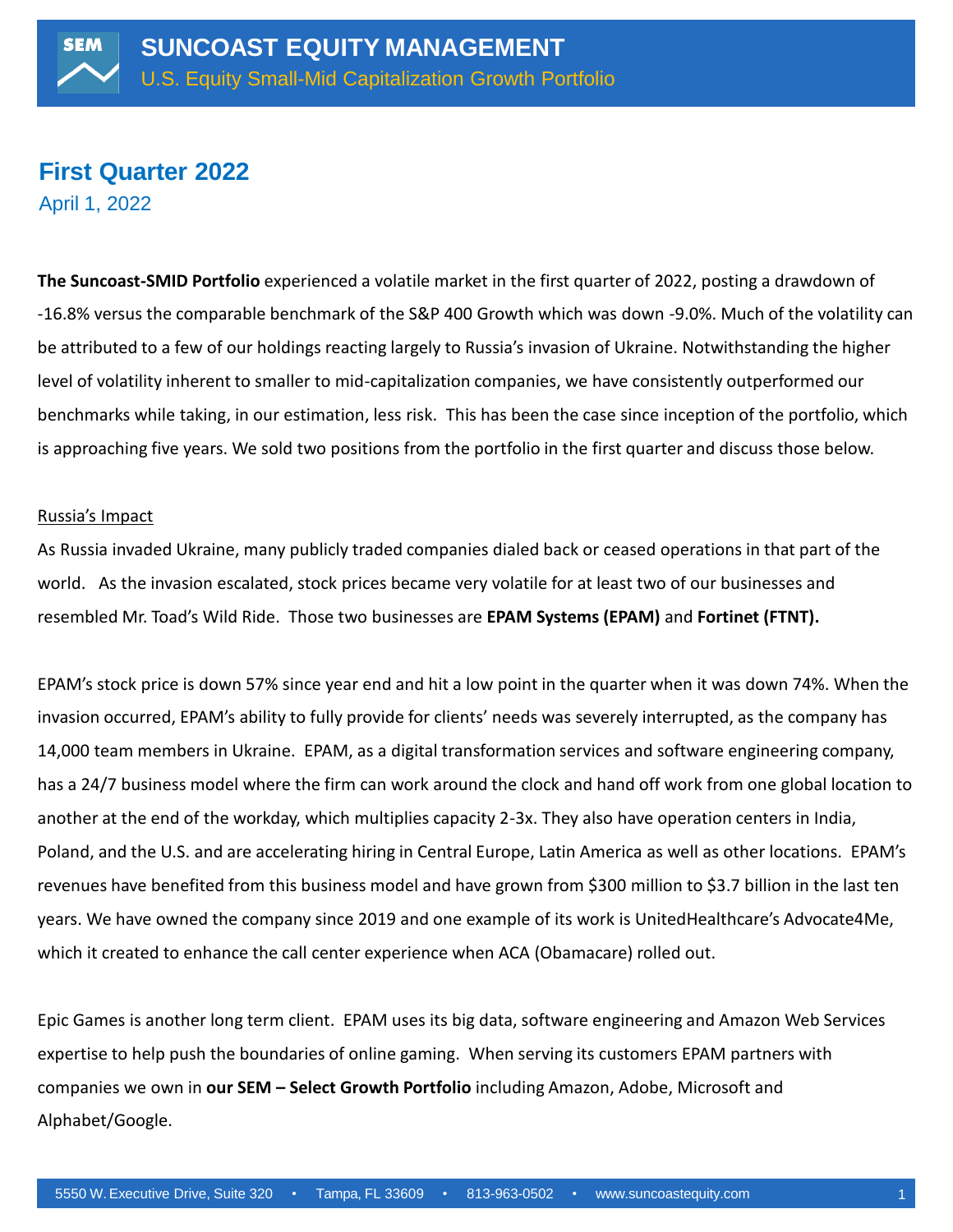# SUNCOAST EQUITY MANAGEMENT

U.S. Equity Small-Mid Capitalization Growth Portfolio

## First Quarter 2022

April 1, 2022

**The Suncoast-SMID Portfolio** experienced a volatile market in the first quarter of 2022, posting a drawdown of -16.8% versus the comparable benchmark of the S&P 400 Growth which was down -9.0%. Much of the volatility can be attributed to a few of our holdings reacting largely to Russia's invasion of Ukraine. Notwithstanding the higher level of volatility inherent to smaller to mid-capitalization companies, we have consistently outperformed our benchmarks while taking, in our estimation, less risk. This has been the case since inception of the portfolio, which is approaching five years. We sold two positions from the portfolio in the first quarter and discuss those below.

### Russia's Impact

As Russia invaded Ukraine, many publicly traded companies dialed back or ceased operations in that part of the world. As the invasion escalated, stock prices became very volatile for at least two of our businesses and resembled Mr. Toad's Wild Ride. Those two businesses are **EPAM Systems (EPAM)** and **Fortinet (FTNT).**

EPAM's stock price is down 57% since year end and hit a low point in the quarter when it was down 74%. When the invasion occurred, EPAM's ability to fully provide for clients' needs was severely interrupted, as the company has 14,000 team members in Ukraine. EPAM, as a digital transformation services and software engineering company, has a 24/7 business model where the firm can work around the clock and hand off work from one global location to another at the end of the workday, which multiplies capacity 2-3x. They also have operation centers in India, Poland, and the U.S. and are accelerating hiring in Central Europe, Latin America as well as other locations. EPAM's revenues have benefited from this business model and have grown from $300 million to $3.7 billion in the last ten years. We have owned the company since 2019 and one example of its work is UnitedHealthcare's Advocate4Me, which it created to enhance the call center experience when ACA (Obamacare) rolled out.

Epic Games is another long term client. EPAM uses its big data, software engineering and Amazon Web Services expertise to help push the boundaries of online gaming. When serving its customers EPAM partners with companies we own in **our SEM – Select Growth Portfolio** including Amazon, Adobe, Microsoft and Alphabet/Google.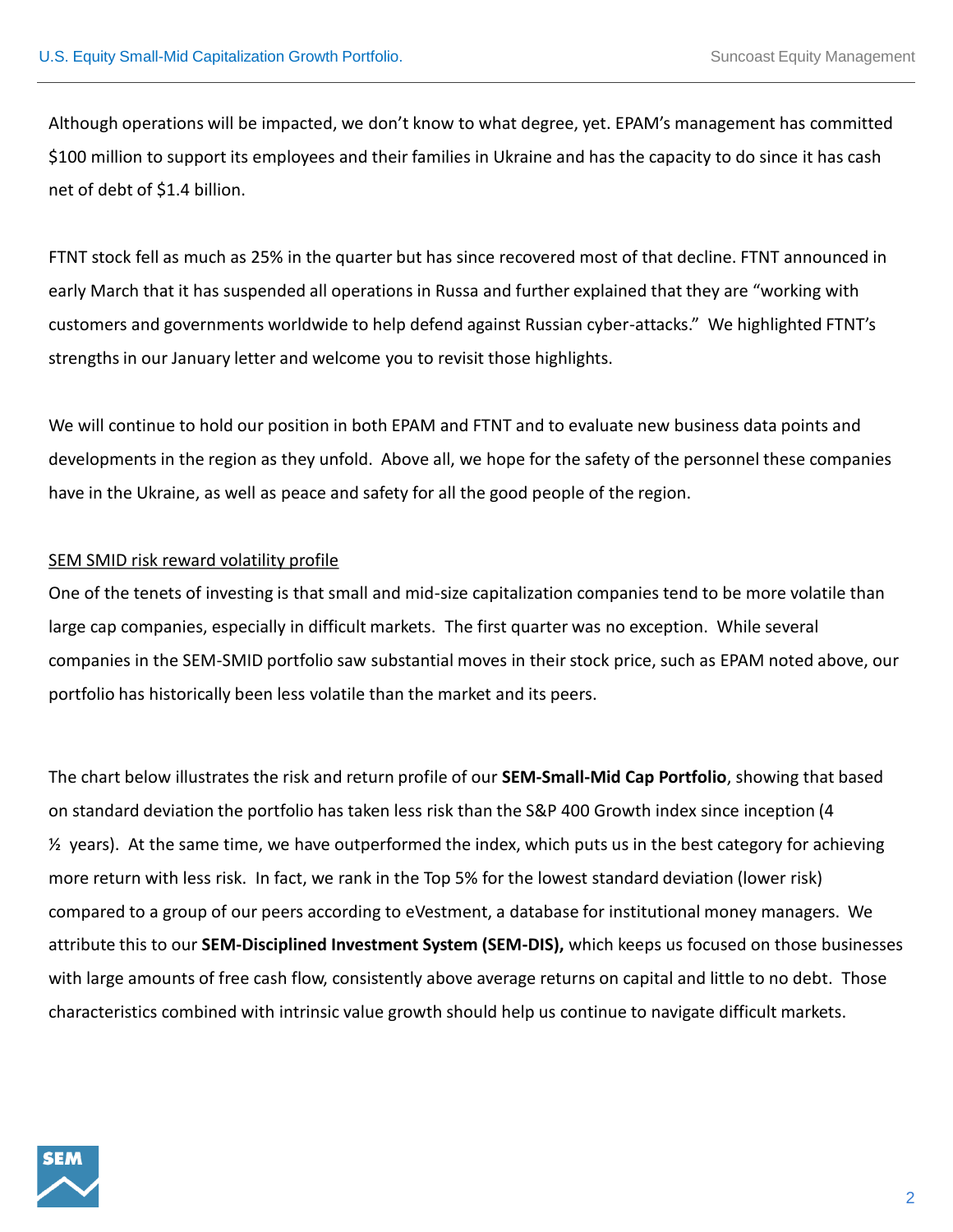Although operations will be impacted, we don't know to what degree, yet. EPAM's management has committed $100 million to support its employees and their families in Ukraine and has the capacity to do since it has cash net of debt of $1.4 billion.

FTNT stock fell as much as 25% in the quarter but has since recovered most of that decline. FTNT announced in early March that it has suspended all operations in Russa and further explained that they are "working with customers and governments worldwide to help defend against Russian cyber-attacks." We highlighted FTNT's strengths in our January letter and welcome you to revisit those highlights.

We will continue to hold our position in both EPAM and FTNT and to evaluate new business data points and developments in the region as they unfold. Above all, we hope for the safety of the personnel these companies have in the Ukraine, as well as peace and safety for all the good people of the region.

<u>SEM SMID risk reward volatility profile</u>

One of the tenets of investing is that small and mid-size capitalization companies tend to be more volatile than large cap companies, especially in difficult markets. The first quarter was no exception. While several companies in the SEM-SMID portfolio saw substantial moves in their stock price, such as EPAM noted above, our portfolio has historically been less volatile than the market and its peers.

The chart below illustrates the risk and return profile of our **SEM-Small-Mid Cap Portfolio**, showing that based on standard deviation the portfolio has taken less risk than the S&P 400 Growth index since inception (4 ½ years). At the same time, we have outperformed the index, which puts us in the best category for achieving more return with less risk. In fact, we rank in the Top 5% for the lowest standard deviation (lower risk) compared to a group of our peers according to eVestment, a database for institutional money managers. We attribute this to our **SEM-Disciplined Investment System (SEM-DIS),** which keeps us focused on those businesses with large amounts of free cash flow, consistently above average returns on capital and little to no debt. Those characteristics combined with intrinsic value growth should help us continue to navigate difficult markets.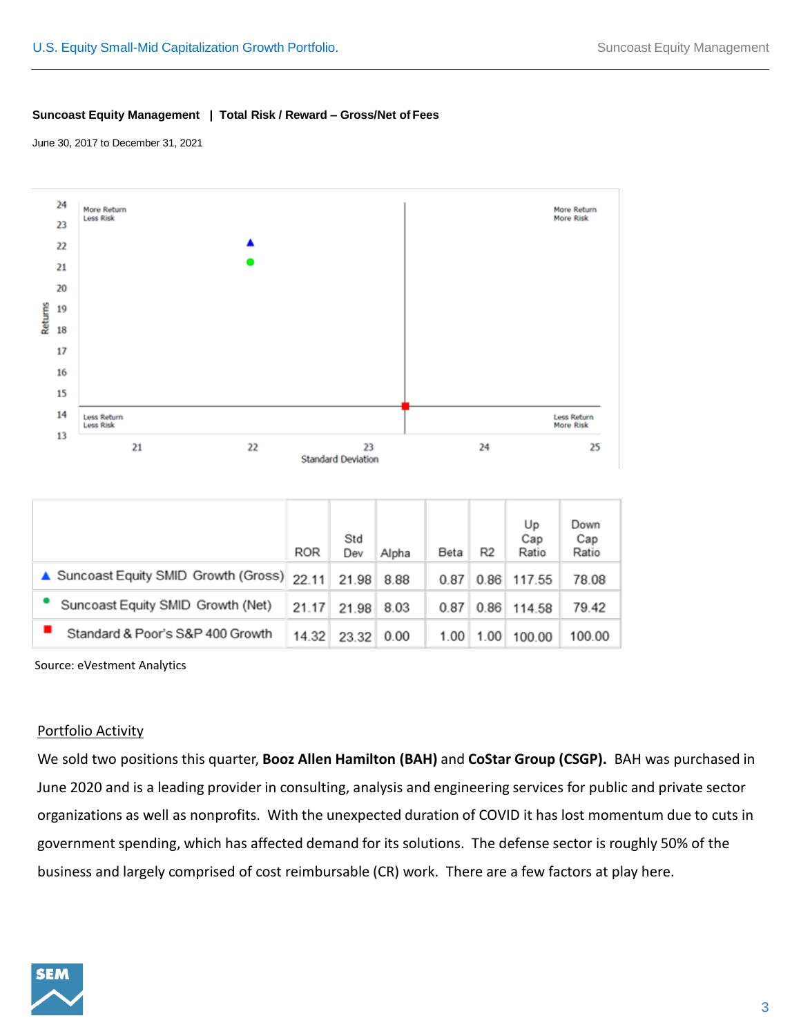**Suncoast Equity Management | Total Risk / Reward – Gross/Net of Fees**

June 30, 2017 to December 31, 2021

| | ROR | Std Dev | Alpha | Beta | R2 | Up Cap Ratio | Down Cap Ratio |
|---|---|---|---|---|---|---|---|
| ▲ Suncoast Equity SMID Growth (Gross) | 22.11 | 21.98 | 8.88 | 0.87 | 0.86 | 117.55 | 78.08 |
| ● Suncoast Equity SMID Growth (Net) | 21.17 | 21.98 | 8.03 | 0.87 | 0.86 | 114.58 | 79.42 |
| ■ Standard & Poor's S&P 400 Growth | 14.32 | 23.32 | 0.00 | 1.00 | 1.00 | 100.00 | 100.00 |

Source: eVestment Analytics

## Portfolio Activity

We sold two positions this quarter, **Booz Allen Hamilton (BAH)** and **CoStar Group (CSGP).** BAH was purchased in June 2020 and is a leading provider in consulting, analysis and engineering services for public and private sector organizations as well as nonprofits. With the unexpected duration of COVID it has lost momentum due to cuts in government spending, which has affected demand for its solutions. The defense sector is roughly 50% of the business and largely comprised of cost reimbursable (CR) work. There are a few factors at play here.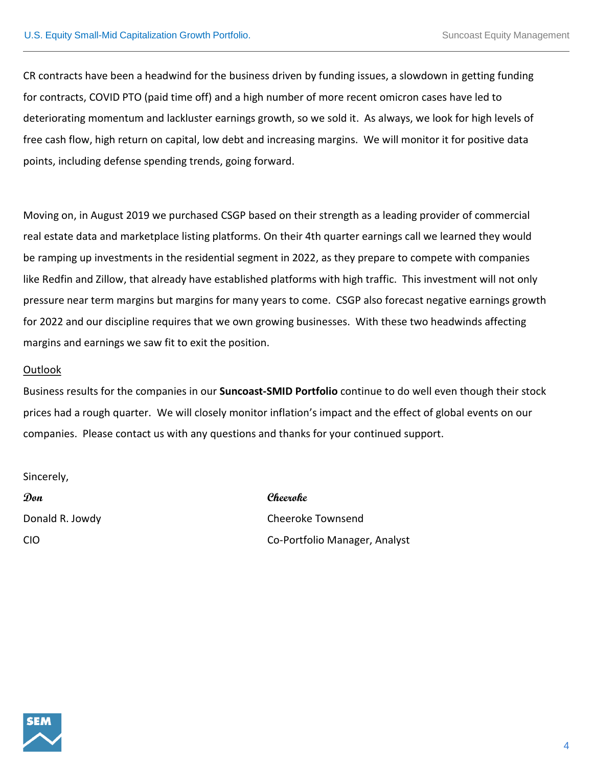CR contracts have been a headwind for the business driven by funding issues, a slowdown in getting funding for contracts, COVID PTO (paid time off) and a high number of more recent omicron cases have led to deteriorating momentum and lackluster earnings growth, so we sold it. As always, we look for high levels of free cash flow, high return on capital, low debt and increasing margins. We will monitor it for positive data points, including defense spending trends, going forward.

Moving on, in August 2019 we purchased CSGP based on their strength as a leading provider of commercial real estate data and marketplace listing platforms. On their 4th quarter earnings call we learned they would be ramping up investments in the residential segment in 2022, as they prepare to compete with companies like Redfin and Zillow, that already have established platforms with high traffic. This investment will not only pressure near term margins but margins for many years to come. CSGP also forecast negative earnings growth for 2022 and our discipline requires that we own growing businesses. With these two headwinds affecting margins and earnings we saw fit to exit the position.

Outlook

Business results for the companies in our **Suncoast-SMID Portfolio** continue to do well even though their stock prices had a rough quarter. We will closely monitor inflation's impact and the effect of global events on our companies. Please contact us with any questions and thanks for your continued support.

Sincerely,

*Don*
Donald R. Jowdy
CIO

*Cheeroke*
Cheeroke Townsend
Co-Portfolio Manager, Analyst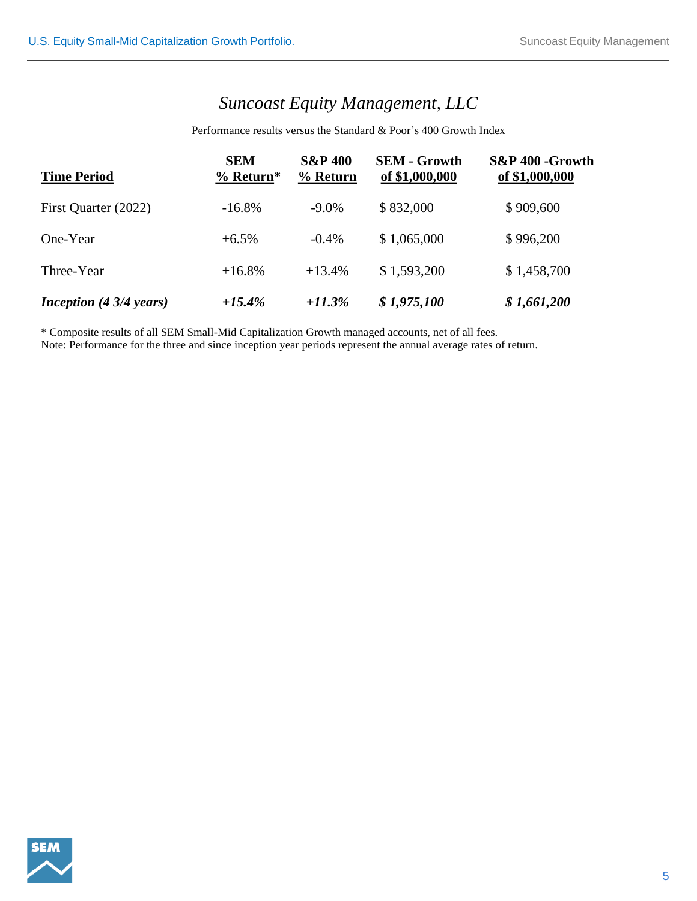# *Suncoast Equity Management, LLC*

Performance results versus the Standard & Poor's 400 Growth Index

| Time Period | SEM % Return* | S&P 400 % Return | SEM - Growth of $1,000,000 | S&P 400 -Growth of $1,000,000 |
|---|---|---|---|---|
| First Quarter (2022) | -16.8% | -9.0% | $ 832,000 | $ 909,600 |
| One-Year | +6.5% | -0.4% | $ 1,065,000 | $ 996,200 |
| Three-Year | +16.8% | +13.4% | $ 1,593,200 | $ 1,458,700 |
| ***Inception (4 3/4 years)*** | ***+15.4%*** | ***+11.3%*** | ***$ 1,975,100*** | ***$ 1,661,200*** |

\* Composite results of all SEM Small-Mid Capitalization Growth managed accounts, net of all fees.
Note: Performance for the three and since inception year periods represent the annual average rates of return.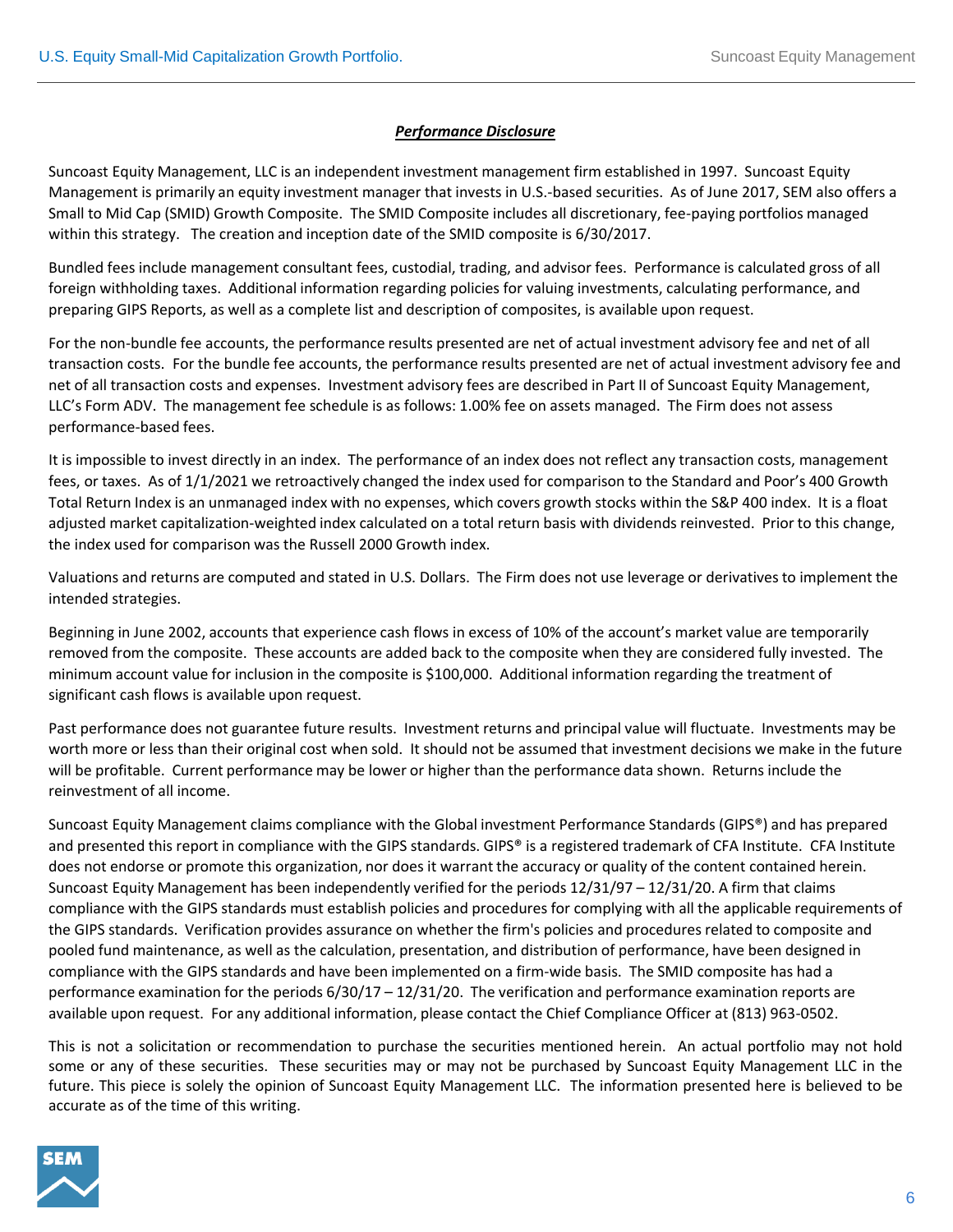***Performance Disclosure***

Suncoast Equity Management, LLC is an independent investment management firm established in 1997. Suncoast Equity Management is primarily an equity investment manager that invests in U.S.-based securities. As of June 2017, SEM also offers a Small to Mid Cap (SMID) Growth Composite. The SMID Composite includes all discretionary, fee-paying portfolios managed within this strategy. The creation and inception date of the SMID composite is 6/30/2017.

Bundled fees include management consultant fees, custodial, trading, and advisor fees. Performance is calculated gross of all foreign withholding taxes. Additional information regarding policies for valuing investments, calculating performance, and preparing GIPS Reports, as well as a complete list and description of composites, is available upon request.

For the non-bundle fee accounts, the performance results presented are net of actual investment advisory fee and net of all transaction costs. For the bundle fee accounts, the performance results presented are net of actual investment advisory fee and net of all transaction costs and expenses. Investment advisory fees are described in Part II of Suncoast Equity Management, LLC's Form ADV. The management fee schedule is as follows: 1.00% fee on assets managed. The Firm does not assess performance-based fees.

It is impossible to invest directly in an index. The performance of an index does not reflect any transaction costs, management fees, or taxes. As of 1/1/2021 we retroactively changed the index used for comparison to the Standard and Poor's 400 Growth Total Return Index is an unmanaged index with no expenses, which covers growth stocks within the S&P 400 index. It is a float adjusted market capitalization-weighted index calculated on a total return basis with dividends reinvested. Prior to this change, the index used for comparison was the Russell 2000 Growth index.

Valuations and returns are computed and stated in U.S. Dollars. The Firm does not use leverage or derivatives to implement the intended strategies.

Beginning in June 2002, accounts that experience cash flows in excess of 10% of the account's market value are temporarily removed from the composite. These accounts are added back to the composite when they are considered fully invested. The minimum account value for inclusion in the composite is $100,000. Additional information regarding the treatment of significant cash flows is available upon request.

Past performance does not guarantee future results. Investment returns and principal value will fluctuate. Investments may be worth more or less than their original cost when sold. It should not be assumed that investment decisions we make in the future will be profitable. Current performance may be lower or higher than the performance data shown. Returns include the reinvestment of all income.

Suncoast Equity Management claims compliance with the Global investment Performance Standards (GIPS®) and has prepared and presented this report in compliance with the GIPS standards. GIPS® is a registered trademark of CFA Institute. CFA Institute does not endorse or promote this organization, nor does it warrant the accuracy or quality of the content contained herein. Suncoast Equity Management has been independently verified for the periods 12/31/97 – 12/31/20. A firm that claims compliance with the GIPS standards must establish policies and procedures for complying with all the applicable requirements of the GIPS standards. Verification provides assurance on whether the firm's policies and procedures related to composite and pooled fund maintenance, as well as the calculation, presentation, and distribution of performance, have been designed in compliance with the GIPS standards and have been implemented on a firm-wide basis. The SMID composite has had a performance examination for the periods 6/30/17 – 12/31/20. The verification and performance examination reports are available upon request. For any additional information, please contact the Chief Compliance Officer at (813) 963-0502.

This is not a solicitation or recommendation to purchase the securities mentioned herein. An actual portfolio may not hold some or any of these securities. These securities may or may not be purchased by Suncoast Equity Management LLC in the future. This piece is solely the opinion of Suncoast Equity Management LLC. The information presented here is believed to be accurate as of the time of this writing.